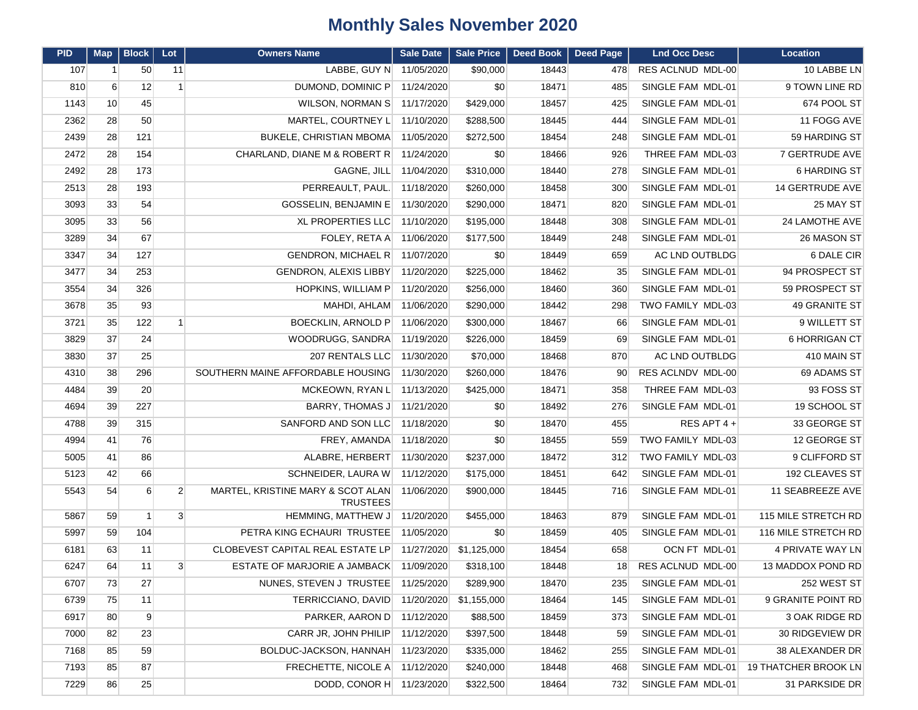# Monthly Sales November 2020

| PID | Map | Block | Lot | Owners Name | Sale Date | Sale Price | Deed Book | Deed Page | Lnd Occ Desc | Location |
|---|---|---|---|---|---|---|---|---|---|---|
| 107 | 1 | 50 | 11 | LABBE, GUY N | 11/05/2020 | $90,000 | 18443 | 478 | RES ACLNUD MDL-00 | 10 LABBE LN |
| 810 | 6 | 12 | 1 | DUMOND, DOMINIC P | 11/24/2020 | $0 | 18471 | 485 | SINGLE FAM MDL-01 | 9 TOWN LINE RD |
| 1143 | 10 | 45 | | WILSON, NORMAN S | 11/17/2020 | $429,000 | 18457 | 425 | SINGLE FAM MDL-01 | 674 POOL ST |
| 2362 | 28 | 50 | | MARTEL, COURTNEY L | 11/10/2020 | $288,500 | 18445 | 444 | SINGLE FAM MDL-01 | 11 FOGG AVE |
| 2439 | 28 | 121 | | BUKELE, CHRISTIAN MBOMA | 11/05/2020 | $272,500 | 18454 | 248 | SINGLE FAM MDL-01 | 59 HARDING ST |
| 2472 | 28 | 154 | | CHARLAND, DIANE M & ROBERT R | 11/24/2020 | $0 | 18466 | 926 | THREE FAM MDL-03 | 7 GERTRUDE AVE |
| 2492 | 28 | 173 | | GAGNE, JILL | 11/04/2020 | $310,000 | 18440 | 278 | SINGLE FAM MDL-01 | 6 HARDING ST |
| 2513 | 28 | 193 | | PERREAULT, PAUL. | 11/18/2020 | $260,000 | 18458 | 300 | SINGLE FAM MDL-01 | 14 GERTRUDE AVE |
| 3093 | 33 | 54 | | GOSSELIN, BENJAMIN E | 11/30/2020 | $290,000 | 18471 | 820 | SINGLE FAM MDL-01 | 25 MAY ST |
| 3095 | 33 | 56 | | XL PROPERTIES LLC | 11/10/2020 | $195,000 | 18448 | 308 | SINGLE FAM MDL-01 | 24 LAMOTHE AVE |
| 3289 | 34 | 67 | | FOLEY, RETA A | 11/06/2020 | $177,500 | 18449 | 248 | SINGLE FAM MDL-01 | 26 MASON ST |
| 3347 | 34 | 127 | | GENDRON, MICHAEL R | 11/07/2020 | $0 | 18449 | 659 | AC LND OUTBLDG | 6 DALE CIR |
| 3477 | 34 | 253 | | GENDRON, ALEXIS LIBBY | 11/20/2020 | $225,000 | 18462 | 35 | SINGLE FAM MDL-01 | 94 PROSPECT ST |
| 3554 | 34 | 326 | | HOPKINS, WILLIAM P | 11/20/2020 | $256,000 | 18460 | 360 | SINGLE FAM MDL-01 | 59 PROSPECT ST |
| 3678 | 35 | 93 | | MAHDI, AHLAM | 11/06/2020 | $290,000 | 18442 | 298 | TWO FAMILY MDL-03 | 49 GRANITE ST |
| 3721 | 35 | 122 | 1 | BOECKLIN, ARNOLD P | 11/06/2020 | $300,000 | 18467 | 66 | SINGLE FAM MDL-01 | 9 WILLETT ST |
| 3829 | 37 | 24 | | WOODRUGG, SANDRA | 11/19/2020 | $226,000 | 18459 | 69 | SINGLE FAM MDL-01 | 6 HORRIGAN CT |
| 3830 | 37 | 25 | | 207 RENTALS LLC | 11/30/2020 | $70,000 | 18468 | 870 | AC LND OUTBLDG | 410 MAIN ST |
| 4310 | 38 | 296 | | SOUTHERN MAINE AFFORDABLE HOUSING | 11/30/2020 | $260,000 | 18476 | 90 | RES ACLNDV MDL-00 | 69 ADAMS ST |
| 4484 | 39 | 20 | | MCKEOWN, RYAN L | 11/13/2020 | $425,000 | 18471 | 358 | THREE FAM MDL-03 | 93 FOSS ST |
| 4694 | 39 | 227 | | BARRY, THOMAS J | 11/21/2020 | $0 | 18492 | 276 | SINGLE FAM MDL-01 | 19 SCHOOL ST |
| 4788 | 39 | 315 | | SANFORD AND SON LLC | 11/18/2020 | $0 | 18470 | 455 | RES APT 4 + | 33 GEORGE ST |
| 4994 | 41 | 76 | | FREY, AMANDA | 11/18/2020 | $0 | 18455 | 559 | TWO FAMILY MDL-03 | 12 GEORGE ST |
| 5005 | 41 | 86 | | ALABRE, HERBERT | 11/30/2020 | $237,000 | 18472 | 312 | TWO FAMILY MDL-03 | 9 CLIFFORD ST |
| 5123 | 42 | 66 | | SCHNEIDER, LAURA W | 11/12/2020 | $175,000 | 18451 | 642 | SINGLE FAM MDL-01 | 192 CLEAVES ST |
| 5543 | 54 | 6 | 2 | MARTEL, KRISTINE MARY & SCOT ALAN TRUSTEES | 11/06/2020 | $900,000 | 18445 | 716 | SINGLE FAM MDL-01 | 11 SEABREEZE AVE |
| 5867 | 59 | 1 | 3 | HEMMING, MATTHEW J | 11/20/2020 | $455,000 | 18463 | 879 | SINGLE FAM MDL-01 | 115 MILE STRETCH RD |
| 5997 | 59 | 104 | | PETRA KING ECHAURI TRUSTEE | 11/05/2020 | $0 | 18459 | 405 | SINGLE FAM MDL-01 | 116 MILE STRETCH RD |
| 6181 | 63 | 11 | | CLOBEVEST CAPITAL REAL ESTATE LP | 11/27/2020 | $1,125,000 | 18454 | 658 | OCN FT MDL-01 | 4 PRIVATE WAY LN |
| 6247 | 64 | 11 | 3 | ESTATE OF MARJORIE A JAMBACK | 11/09/2020 | $318,100 | 18448 | 18 | RES ACLNUD MDL-00 | 13 MADDOX POND RD |
| 6707 | 73 | 27 | | NUNES, STEVEN J TRUSTEE | 11/25/2020 | $289,900 | 18470 | 235 | SINGLE FAM MDL-01 | 252 WEST ST |
| 6739 | 75 | 11 | | TERRICCIANO, DAVID | 11/20/2020 | $1,155,000 | 18464 | 145 | SINGLE FAM MDL-01 | 9 GRANITE POINT RD |
| 6917 | 80 | 9 | | PARKER, AARON D | 11/12/2020 | $88,500 | 18459 | 373 | SINGLE FAM MDL-01 | 3 OAK RIDGE RD |
| 7000 | 82 | 23 | | CARR JR, JOHN PHILIP | 11/12/2020 | $397,500 | 18448 | 59 | SINGLE FAM MDL-01 | 30 RIDGEVIEW DR |
| 7168 | 85 | 59 | | BOLDUC-JACKSON, HANNAH | 11/23/2020 | $335,000 | 18462 | 255 | SINGLE FAM MDL-01 | 38 ALEXANDER DR |
| 7193 | 85 | 87 | | FRECHETTE, NICOLE A | 11/12/2020 | $240,000 | 18448 | 468 | SINGLE FAM MDL-01 | 19 THATCHER BROOK LN |
| 7229 | 86 | 25 | | DODD, CONOR H | 11/23/2020 | $322,500 | 18464 | 732 | SINGLE FAM MDL-01 | 31 PARKSIDE DR |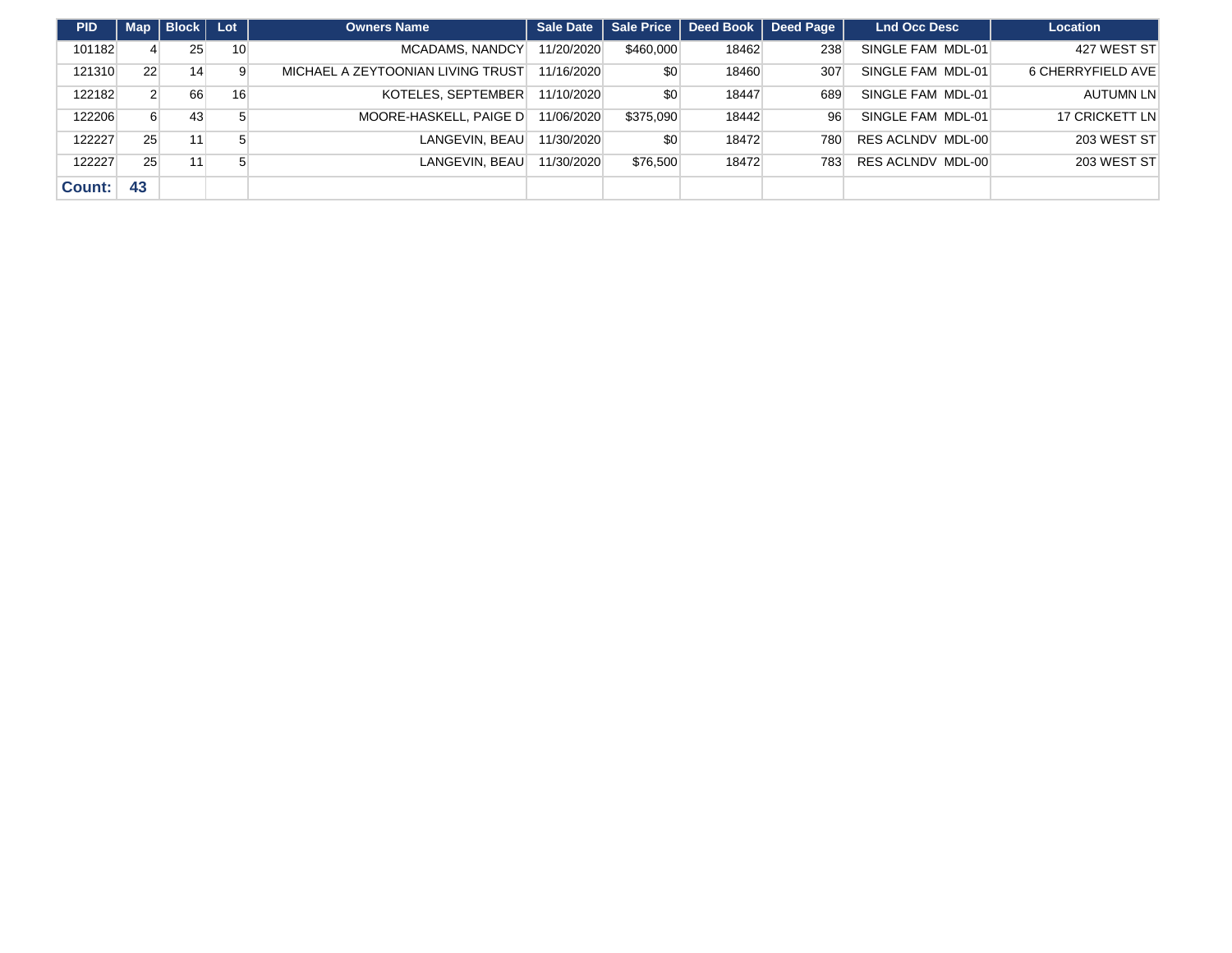| PID | Map | Block | Lot | Owners Name | Sale Date | Sale Price | Deed Book | Deed Page | Lnd Occ Desc | Location |
|---|---|---|---|---|---|---|---|---|---|---|
| 101182 | 4 | 25 | 10 | MCADAMS, NANDCY | 11/20/2020 | $460,000 | 18462 | 238 | SINGLE FAM MDL-01 | 427 WEST ST |
| 121310 | 22 | 14 | 9 | MICHAEL A ZEYTOONIAN LIVING TRUST | 11/16/2020 | $0 | 18460 | 307 | SINGLE FAM MDL-01 | 6 CHERRYFIELD AVE |
| 122182 | 2 | 66 | 16 | KOTELES, SEPTEMBER | 11/10/2020 | $0 | 18447 | 689 | SINGLE FAM MDL-01 | AUTUMN LN |
| 122206 | 6 | 43 | 5 | MOORE-HASKELL, PAIGE D | 11/06/2020 | $375,090 | 18442 | 96 | SINGLE FAM MDL-01 | 17 CRICKETT LN |
| 122227 | 25 | 11 | 5 | LANGEVIN, BEAU | 11/30/2020 | $0 | 18472 | 780 | RES ACLNDV MDL-00 | 203 WEST ST |
| 122227 | 25 | 11 | 5 | LANGEVIN, BEAU | 11/30/2020 | $76,500 | 18472 | 783 | RES ACLNDV MDL-00 | 203 WEST ST |
| **Count:** | **43** | | | | | | | | | |